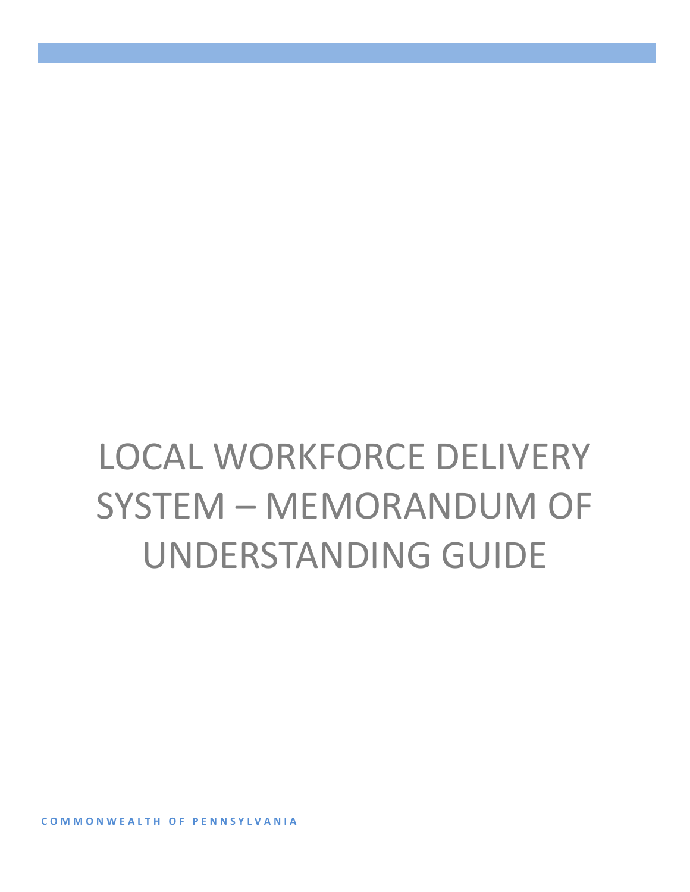# LOCAL WORKFORCE DELIVERY SYSTEM – MEMORANDUM OF UNDERSTANDING GUIDE

COMMONWEALTH OF PENNSYLVANIA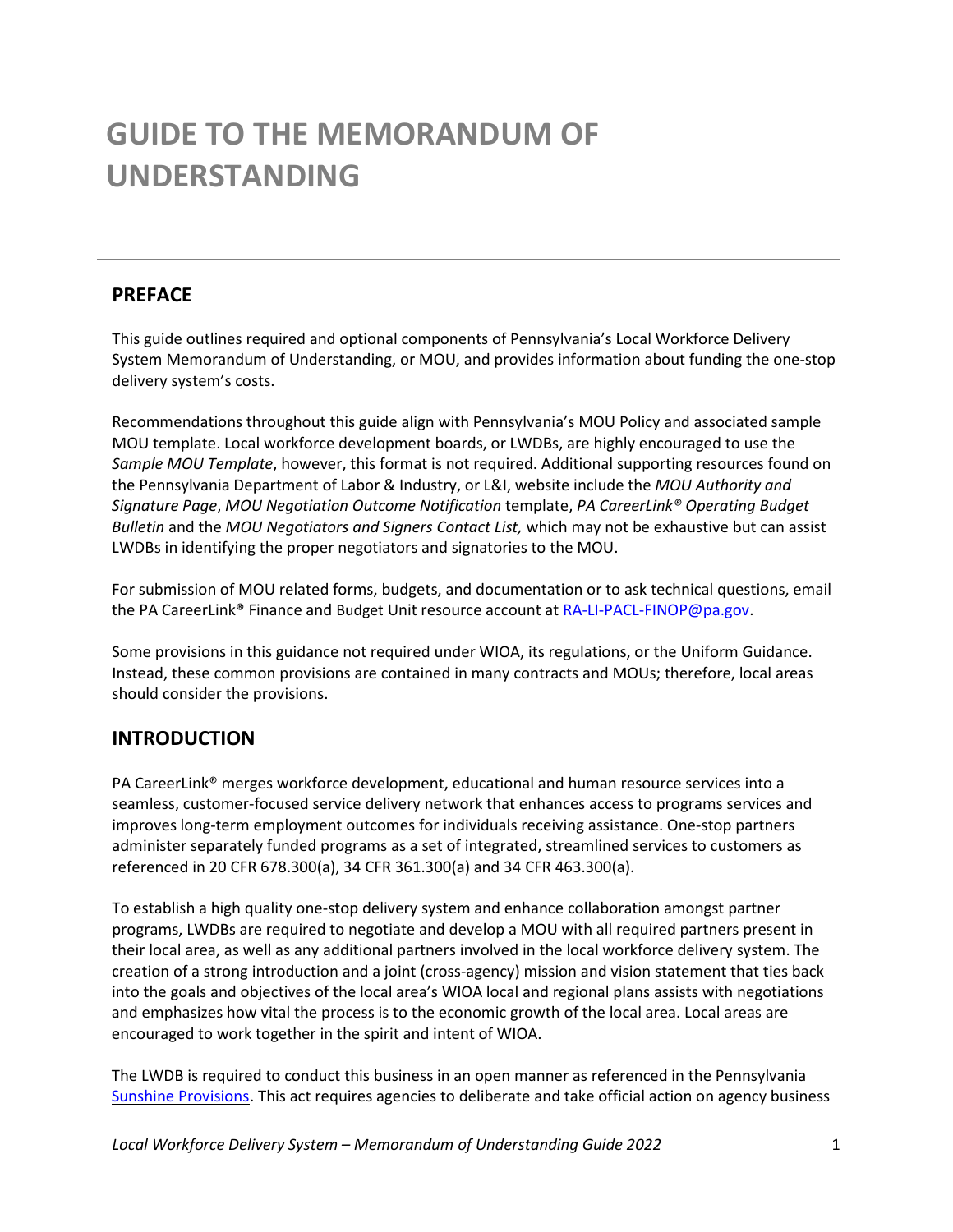# GUIDE TO THE MEMORANDUM OF UNDERSTANDING

## PREFACE

This guide outlines required and optional components of Pennsylvania's Local Workforce Delivery System Memorandum of Understanding, or MOU, and provides information about funding the one-stop delivery system's costs.

Recommendations throughout this guide align with Pennsylvania's MOU Policy and associated sample MOU template. Local workforce development boards, or LWDBs, are highly encouraged to use the *Sample MOU Template*, however, this format is not required. Additional supporting resources found on the Pennsylvania Department of Labor & Industry, or L&I, website include the *MOU Authority and Signature Page*, *MOU Negotiation Outcome Notification* template, *PA CareerLink® Operating Budget Bulletin* and the *MOU Negotiators and Signers Contact List,* which may not be exhaustive but can assist LWDBs in identifying the proper negotiators and signatories to the MOU.

For submission of MOU related forms, budgets, and documentation or to ask technical questions, email the PA CareerLink® Finance and Budget Unit resource account at [RA-LI-PACL-FINOP@pa.gov](mailto:RA-LI-PACL-FINOP@pa.gov).

Some provisions in this guidance not required under WIOA, its regulations, or the Uniform Guidance. Instead, these common provisions are contained in many contracts and MOUs; therefore, local areas should consider the provisions.

## INTRODUCTION

PA CareerLink® merges workforce development, educational and human resource services into a seamless, customer-focused service delivery network that enhances access to programs services and improves long-term employment outcomes for individuals receiving assistance. One-stop partners administer separately funded programs as a set of integrated, streamlined services to customers as referenced in 20 CFR 678.300(a), 34 CFR 361.300(a) and 34 CFR 463.300(a).

To establish a high quality one-stop delivery system and enhance collaboration amongst partner programs, LWDBs are required to negotiate and develop a MOU with all required partners present in their local area, as well as any additional partners involved in the local workforce delivery system. The creation of a strong introduction and a joint (cross-agency) mission and vision statement that ties back into the goals and objectives of the local area's WIOA local and regional plans assists with negotiations and emphasizes how vital the process is to the economic growth of the local area. Local areas are encouraged to work together in the spirit and intent of WIOA.

The LWDB is required to conduct this business in an open manner as referenced in the Pennsylvania Sunshine Provisions. This act requires agencies to deliberate and take official action on agency business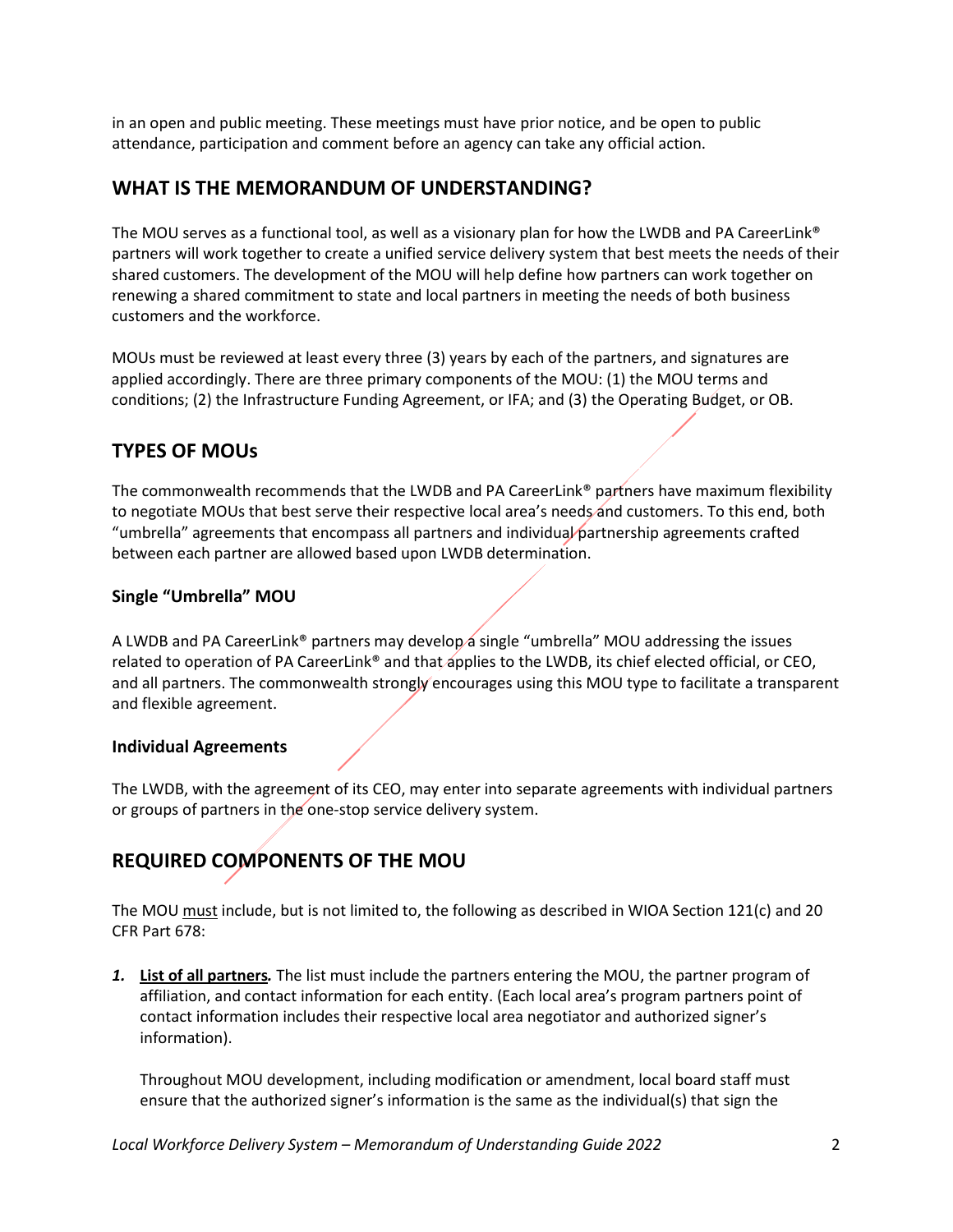in an open and public meeting. These meetings must have prior notice, and be open to public attendance, participation and comment before an agency can take any official action.

## WHAT IS THE MEMORANDUM OF UNDERSTANDING?

The MOU serves as a functional tool, as well as a visionary plan for how the LWDB and PA CareerLink® partners will work together to create a unified service delivery system that best meets the needs of their shared customers. The development of the MOU will help define how partners can work together on renewing a shared commitment to state and local partners in meeting the needs of both business customers and the workforce.

MOUs must be reviewed at least every three (3) years by each of the partners, and signatures are applied accordingly. There are three primary components of the MOU: (1) the MOU terms and conditions; (2) the Infrastructure Funding Agreement, or IFA; and (3) the Operating Budget, or OB.

## TYPES OF MOUs

The commonwealth recommends that the LWDB and PA CareerLink® partners have maximum flexibility to negotiate MOUs that best serve their respective local area's needs and customers. To this end, both "umbrella" agreements that encompass all partners and individual partnership agreements crafted between each partner are allowed based upon LWDB determination.

### Single "Umbrella" MOU

A LWDB and PA CareerLink® partners may develop a single "umbrella" MOU addressing the issues related to operation of PA CareerLink® and that applies to the LWDB, its chief elected official, or CEO, and all partners. The commonwealth strongly encourages using this MOU type to facilitate a transparent and flexible agreement.

### Individual Agreements

The LWDB, with the agreement of its CEO, may enter into separate agreements with individual partners or groups of partners in the one-stop service delivery system.

## REQUIRED COMPONENTS OF THE MOU

The MOU <u>must</u> include, but is not limited to, the following as described in WIOA Section 121(c) and 20 CFR Part 678:

1. **<u>List of all partners</u>.** The list must include the partners entering the MOU, the partner program of affiliation, and contact information for each entity. (Each local area's program partners point of contact information includes their respective local area negotiator and authorized signer's information).

   Throughout MOU development, including modification or amendment, local board staff must ensure that the authorized signer's information is the same as the individual(s) that sign the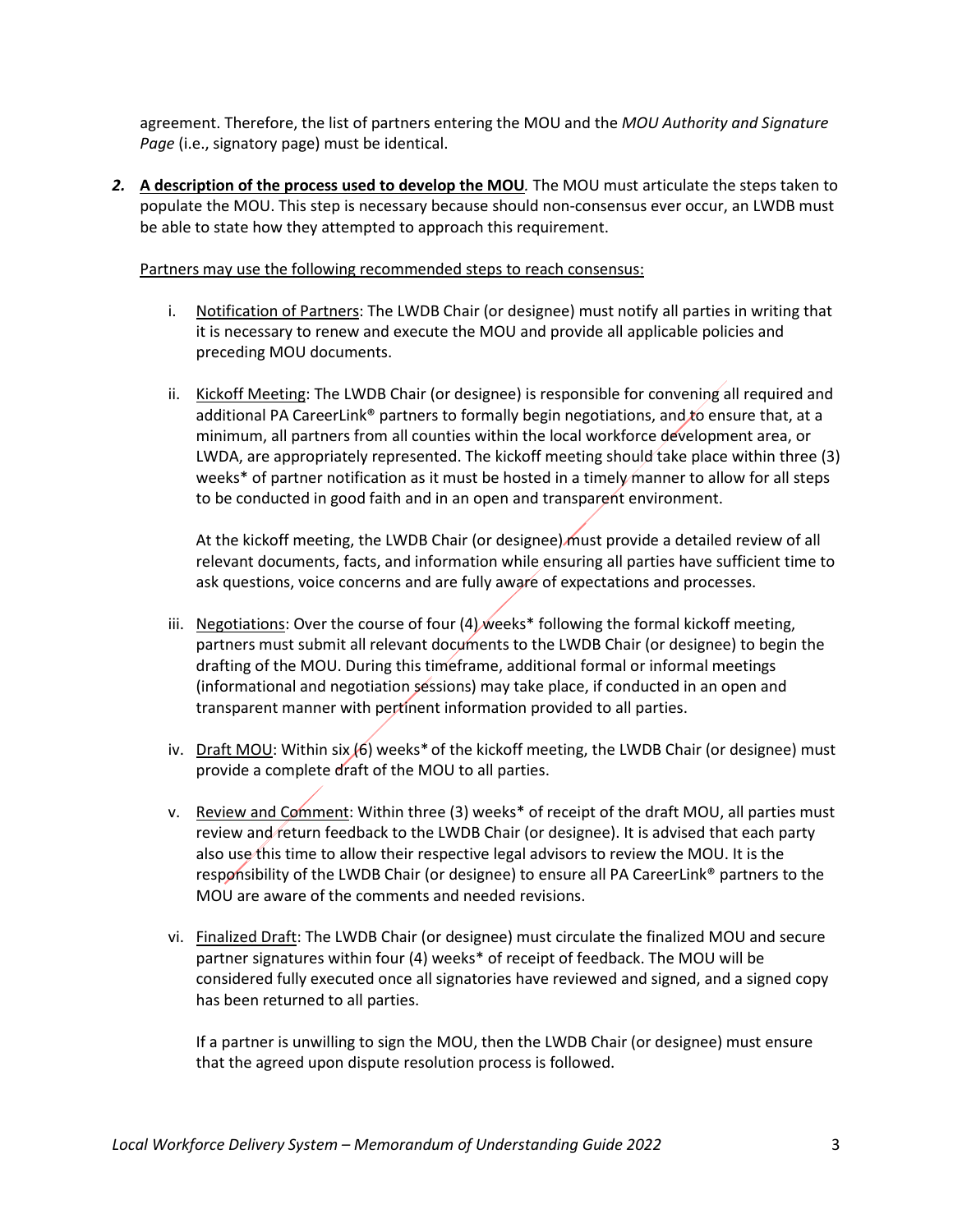agreement. Therefore, the list of partners entering the MOU and the *MOU Authority and Signature Page* (i.e., signatory page) must be identical.

***2.*** **A description of the process used to develop the MOU***.* The MOU must articulate the steps taken to populate the MOU. This step is necessary because should non-consensus ever occur, an LWDB must be able to state how they attempted to approach this requirement.

Partners may use the following recommended steps to reach consensus:

i. Notification of Partners: The LWDB Chair (or designee) must notify all parties in writing that it is necessary to renew and execute the MOU and provide all applicable policies and preceding MOU documents.

ii. Kickoff Meeting: The LWDB Chair (or designee) is responsible for convening all required and additional PA CareerLink® partners to formally begin negotiations, and to ensure that, at a minimum, all partners from all counties within the local workforce development area, or LWDA, are appropriately represented. The kickoff meeting should take place within three (3) weeks* of partner notification as it must be hosted in a timely manner to allow for all steps to be conducted in good faith and in an open and transparent environment.

   At the kickoff meeting, the LWDB Chair (or designee) must provide a detailed review of all relevant documents, facts, and information while ensuring all parties have sufficient time to ask questions, voice concerns and are fully aware of expectations and processes.

iii. Negotiations: Over the course of four (4) weeks* following the formal kickoff meeting, partners must submit all relevant documents to the LWDB Chair (or designee) to begin the drafting of the MOU. During this timeframe, additional formal or informal meetings (informational and negotiation sessions) may take place, if conducted in an open and transparent manner with pertinent information provided to all parties.

iv. Draft MOU: Within six (6) weeks* of the kickoff meeting, the LWDB Chair (or designee) must provide a complete draft of the MOU to all parties.

v. Review and Comment: Within three (3) weeks* of receipt of the draft MOU, all parties must review and return feedback to the LWDB Chair (or designee). It is advised that each party also use this time to allow their respective legal advisors to review the MOU. It is the responsibility of the LWDB Chair (or designee) to ensure all PA CareerLink® partners to the MOU are aware of the comments and needed revisions.

vi. Finalized Draft: The LWDB Chair (or designee) must circulate the finalized MOU and secure partner signatures within four (4) weeks* of receipt of feedback. The MOU will be considered fully executed once all signatories have reviewed and signed, and a signed copy has been returned to all parties.

   If a partner is unwilling to sign the MOU, then the LWDB Chair (or designee) must ensure that the agreed upon dispute resolution process is followed.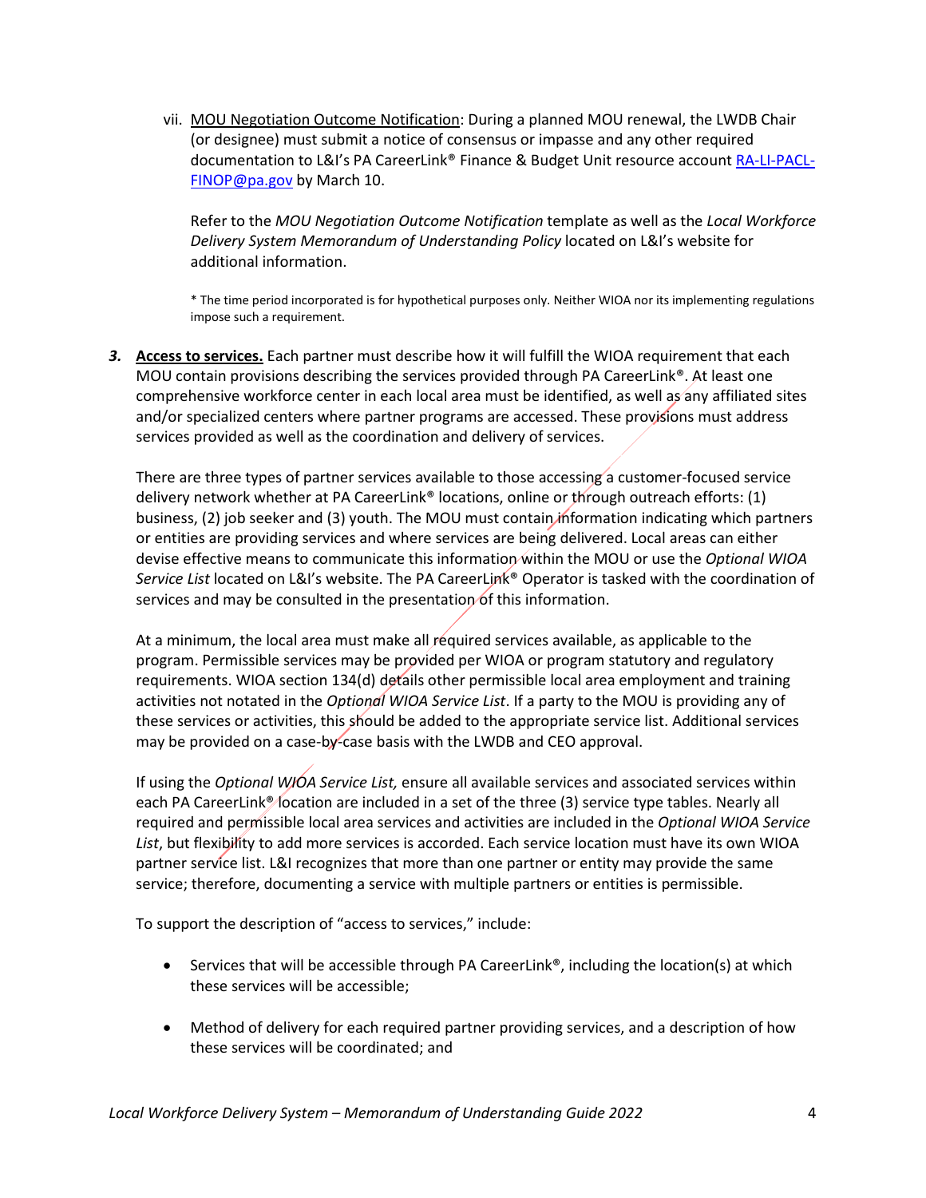vii. <u>MOU Negotiation Outcome Notification</u>: During a planned MOU renewal, the LWDB Chair (or designee) must submit a notice of consensus or impasse and any other required documentation to L&I's PA CareerLink® Finance & Budget Unit resource account [RA-LI-PACL-FINOP@pa.gov](mailto:RA-LI-PACL-FINOP@pa.gov) by March 10.

Refer to the *MOU Negotiation Outcome Notification* template as well as the *Local Workforce Delivery System Memorandum of Understanding Policy* located on L&I's website for additional information.

* The time period incorporated is for hypothetical purposes only. Neither WIOA nor its implementing regulations impose such a requirement.

***3.*** **<u>Access to services.</u>** Each partner must describe how it will fulfill the WIOA requirement that each MOU contain provisions describing the services provided through PA CareerLink®. At least one comprehensive workforce center in each local area must be identified, as well as any affiliated sites and/or specialized centers where partner programs are accessed. These provisions must address services provided as well as the coordination and delivery of services.

There are three types of partner services available to those accessing a customer-focused service delivery network whether at PA CareerLink® locations, online or through outreach efforts: (1) business, (2) job seeker and (3) youth. The MOU must contain information indicating which partners or entities are providing services and where services are being delivered. Local areas can either devise effective means to communicate this information within the MOU or use the *Optional WIOA Service List* located on L&I's website. The PA CareerLink® Operator is tasked with the coordination of services and may be consulted in the presentation of this information.

At a minimum, the local area must make all required services available, as applicable to the program. Permissible services may be provided per WIOA or program statutory and regulatory requirements. WIOA section 134(d) details other permissible local area employment and training activities not notated in the *Optional WIOA Service List*. If a party to the MOU is providing any of these services or activities, this should be added to the appropriate service list. Additional services may be provided on a case-by-case basis with the LWDB and CEO approval.

If using the *Optional WIOA Service List,* ensure all available services and associated services within each PA CareerLink® location are included in a set of the three (3) service type tables. Nearly all required and permissible local area services and activities are included in the *Optional WIOA Service List*, but flexibility to add more services is accorded. Each service location must have its own WIOA partner service list. L&I recognizes that more than one partner or entity may provide the same service; therefore, documenting a service with multiple partners or entities is permissible.

To support the description of "access to services," include:

- Services that will be accessible through PA CareerLink®, including the location(s) at which these services will be accessible;

- Method of delivery for each required partner providing services, and a description of how these services will be coordinated; and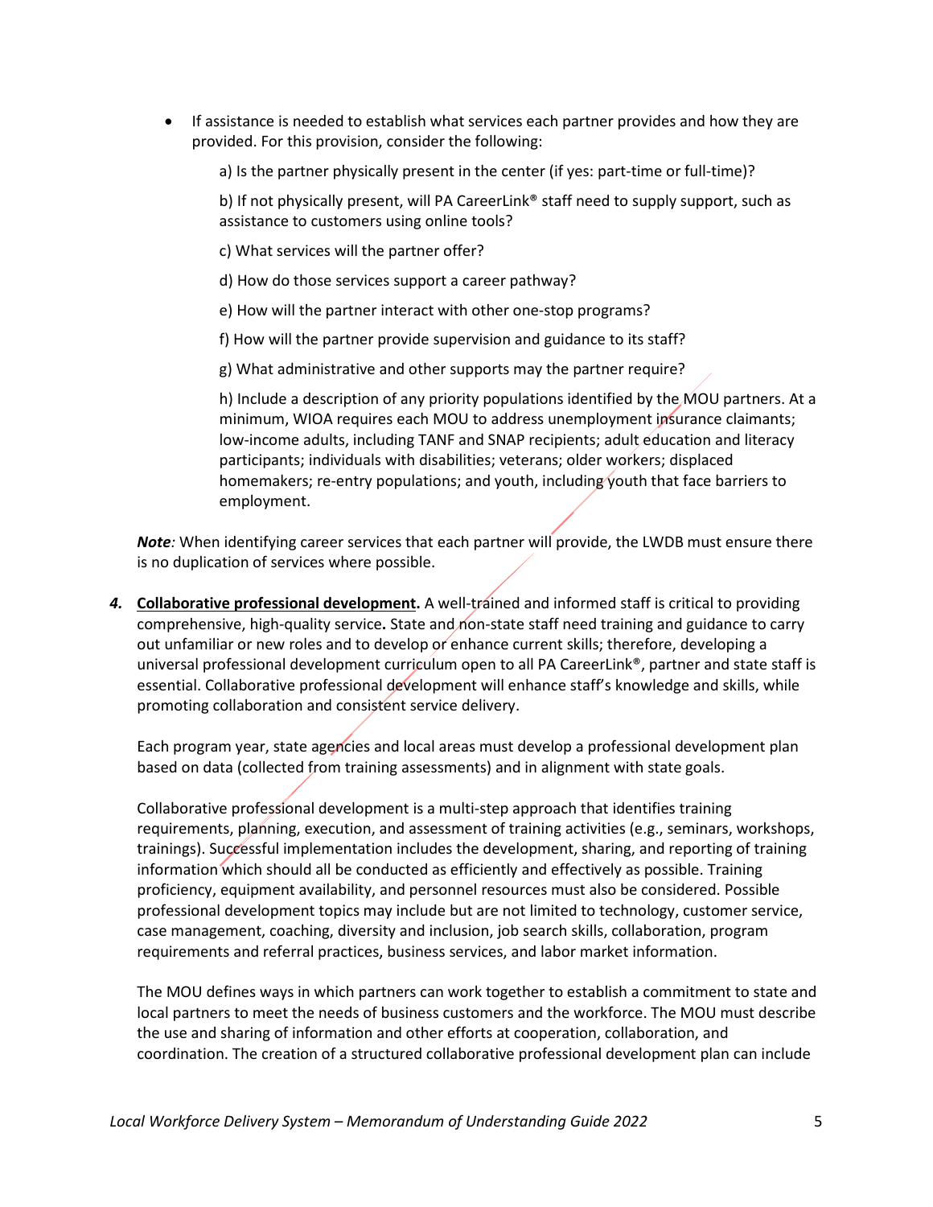- If assistance is needed to establish what services each partner provides and how they are provided. For this provision, consider the following:

  a) Is the partner physically present in the center (if yes: part-time or full-time)?

  b) If not physically present, will PA CareerLink® staff need to supply support, such as assistance to customers using online tools?

  c) What services will the partner offer?

  d) How do those services support a career pathway?

  e) How will the partner interact with other one-stop programs?

  f) How will the partner provide supervision and guidance to its staff?

  g) What administrative and other supports may the partner require?

  h) Include a description of any priority populations identified by the MOU partners. At a minimum, WIOA requires each MOU to address unemployment insurance claimants; low-income adults, including TANF and SNAP recipients; adult education and literacy participants; individuals with disabilities; veterans; older workers; displaced homemakers; re-entry populations; and youth, including youth that face barriers to employment.

***Note**:* When identifying career services that each partner will provide, the LWDB must ensure there is no duplication of services where possible.

4. **Collaborative professional development.** A well-trained and informed staff is critical to providing comprehensive, high-quality service**.** State and non-state staff need training and guidance to carry out unfamiliar or new roles and to develop or enhance current skills; therefore, developing a universal professional development curriculum open to all PA CareerLink®, partner and state staff is essential. Collaborative professional development will enhance staff's knowledge and skills, while promoting collaboration and consistent service delivery.

   Each program year, state agencies and local areas must develop a professional development plan based on data (collected from training assessments) and in alignment with state goals.

   Collaborative professional development is a multi-step approach that identifies training requirements, planning, execution, and assessment of training activities (e.g., seminars, workshops, trainings). Successful implementation includes the development, sharing, and reporting of training information which should all be conducted as efficiently and effectively as possible. Training proficiency, equipment availability, and personnel resources must also be considered. Possible professional development topics may include but are not limited to technology, customer service, case management, coaching, diversity and inclusion, job search skills, collaboration, program requirements and referral practices, business services, and labor market information.

   The MOU defines ways in which partners can work together to establish a commitment to state and local partners to meet the needs of business customers and the workforce. The MOU must describe the use and sharing of information and other efforts at cooperation, collaboration, and coordination. The creation of a structured collaborative professional development plan can include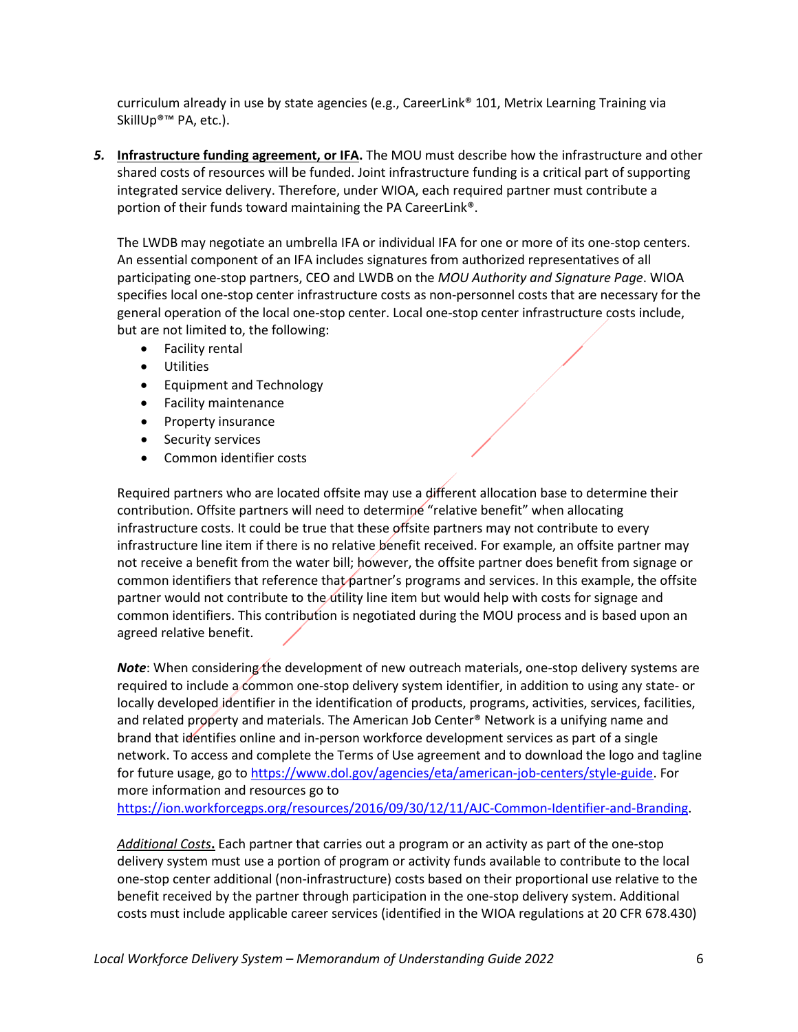curriculum already in use by state agencies (e.g., CareerLink® 101, Metrix Learning Training via SkillUp®™ PA, etc.).

5. **Infrastructure funding agreement, or IFA.** The MOU must describe how the infrastructure and other shared costs of resources will be funded. Joint infrastructure funding is a critical part of supporting integrated service delivery. Therefore, under WIOA, each required partner must contribute a portion of their funds toward maintaining the PA CareerLink®.

   The LWDB may negotiate an umbrella IFA or individual IFA for one or more of its one-stop centers. An essential component of an IFA includes signatures from authorized representatives of all participating one-stop partners, CEO and LWDB on the *MOU Authority and Signature Page*. WIOA specifies local one-stop center infrastructure costs as non-personnel costs that are necessary for the general operation of the local one-stop center. Local one-stop center infrastructure costs include, but are not limited to, the following:

   - Facility rental
   - Utilities
   - Equipment and Technology
   - Facility maintenance
   - Property insurance
   - Security services
   - Common identifier costs

   Required partners who are located offsite may use a different allocation base to determine their contribution. Offsite partners will need to determine "relative benefit" when allocating infrastructure costs. It could be true that these offsite partners may not contribute to every infrastructure line item if there is no relative benefit received. For example, an offsite partner may not receive a benefit from the water bill; however, the offsite partner does benefit from signage or common identifiers that reference that partner's programs and services. In this example, the offsite partner would not contribute to the utility line item but would help with costs for signage and common identifiers. This contribution is negotiated during the MOU process and is based upon an agreed relative benefit.

   ***Note***: When considering the development of new outreach materials, one-stop delivery systems are required to include a common one-stop delivery system identifier, in addition to using any state- or locally developed identifier in the identification of products, programs, activities, services, facilities, and related property and materials. The American Job Center® Network is a unifying name and brand that identifies online and in-person workforce development services as part of a single network. To access and complete the Terms of Use agreement and to download the logo and tagline for future usage, go to https://www.dol.gov/agencies/eta/american-job-centers/style-guide. For more information and resources go to https://ion.workforcegps.org/resources/2016/09/30/12/11/AJC-Common-Identifier-and-Branding.

   *Additional Costs***.** Each partner that carries out a program or an activity as part of the one-stop delivery system must use a portion of program or activity funds available to contribute to the local one-stop center additional (non-infrastructure) costs based on their proportional use relative to the benefit received by the partner through participation in the one-stop delivery system. Additional costs must include applicable career services (identified in the WIOA regulations at 20 CFR 678.430)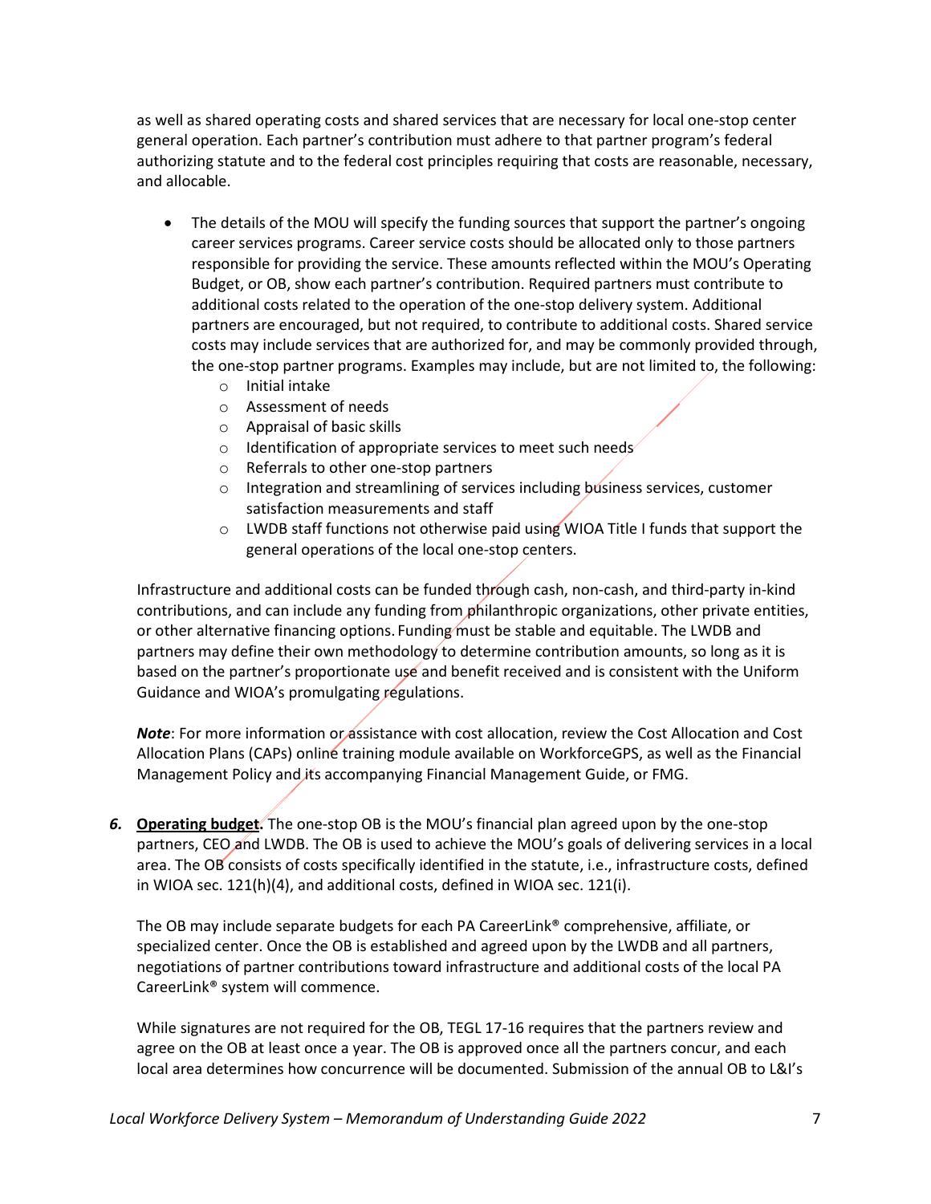as well as shared operating costs and shared services that are necessary for local one-stop center general operation. Each partner's contribution must adhere to that partner program's federal authorizing statute and to the federal cost principles requiring that costs are reasonable, necessary, and allocable.

- The details of the MOU will specify the funding sources that support the partner's ongoing career services programs. Career service costs should be allocated only to those partners responsible for providing the service. These amounts reflected within the MOU's Operating Budget, or OB, show each partner's contribution. Required partners must contribute to additional costs related to the operation of the one-stop delivery system. Additional partners are encouraged, but not required, to contribute to additional costs. Shared service costs may include services that are authorized for, and may be commonly provided through, the one-stop partner programs. Examples may include, but are not limited to, the following:
  - Initial intake
  - Assessment of needs
  - Appraisal of basic skills
  - Identification of appropriate services to meet such needs
  - Referrals to other one-stop partners
  - Integration and streamlining of services including business services, customer satisfaction measurements and staff
  - LWDB staff functions not otherwise paid using WIOA Title I funds that support the general operations of the local one-stop centers.

Infrastructure and additional costs can be funded through cash, non-cash, and third-party in-kind contributions, and can include any funding from philanthropic organizations, other private entities, or other alternative financing options. Funding must be stable and equitable. The LWDB and partners may define their own methodology to determine contribution amounts, so long as it is based on the partner's proportionate use and benefit received and is consistent with the Uniform Guidance and WIOA's promulgating regulations.

***Note***: For more information or assistance with cost allocation, review the Cost Allocation and Cost Allocation Plans (CAPs) online training module available on WorkforceGPS, as well as the Financial Management Policy and its accompanying Financial Management Guide, or FMG.

***6.*** **Operating budget.** The one-stop OB is the MOU's financial plan agreed upon by the one-stop partners, CEO and LWDB. The OB is used to achieve the MOU's goals of delivering services in a local area. The OB consists of costs specifically identified in the statute, i.e., infrastructure costs, defined in WIOA sec. 121(h)(4), and additional costs, defined in WIOA sec. 121(i).

The OB may include separate budgets for each PA CareerLink® comprehensive, affiliate, or specialized center. Once the OB is established and agreed upon by the LWDB and all partners, negotiations of partner contributions toward infrastructure and additional costs of the local PA CareerLink® system will commence.

While signatures are not required for the OB, TEGL 17-16 requires that the partners review and agree on the OB at least once a year. The OB is approved once all the partners concur, and each local area determines how concurrence will be documented. Submission of the annual OB to L&I's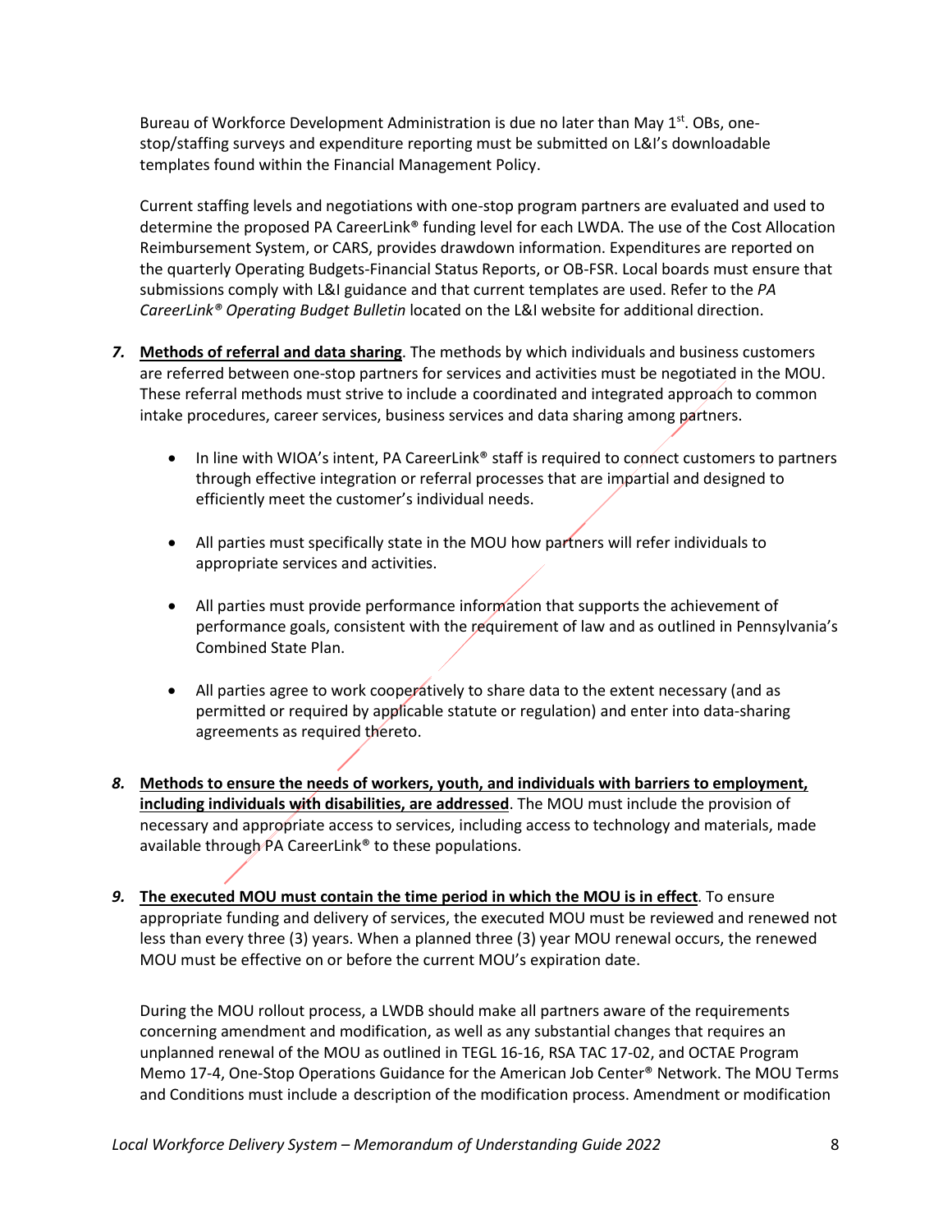Bureau of Workforce Development Administration is due no later than May 1st. OBs, one-stop/staffing surveys and expenditure reporting must be submitted on L&I's downloadable templates found within the Financial Management Policy.

Current staffing levels and negotiations with one-stop program partners are evaluated and used to determine the proposed PA CareerLink® funding level for each LWDA. The use of the Cost Allocation Reimbursement System, or CARS, provides drawdown information. Expenditures are reported on the quarterly Operating Budgets-Financial Status Reports, or OB-FSR. Local boards must ensure that submissions comply with L&I guidance and that current templates are used. Refer to the *PA CareerLink® Operating Budget Bulletin* located on the L&I website for additional direction.

***7.*** **Methods of referral and data sharing**. The methods by which individuals and business customers are referred between one-stop partners for services and activities must be negotiated in the MOU. These referral methods must strive to include a coordinated and integrated approach to common intake procedures, career services, business services and data sharing among partners.

- In line with WIOA's intent, PA CareerLink® staff is required to connect customers to partners through effective integration or referral processes that are impartial and designed to efficiently meet the customer's individual needs.
- All parties must specifically state in the MOU how partners will refer individuals to appropriate services and activities.
- All parties must provide performance information that supports the achievement of performance goals, consistent with the requirement of law and as outlined in Pennsylvania's Combined State Plan.
- All parties agree to work cooperatively to share data to the extent necessary (and as permitted or required by applicable statute or regulation) and enter into data-sharing agreements as required thereto.

***8.*** **Methods to ensure the needs of workers, youth, and individuals with barriers to employment, including individuals with disabilities, are addressed**. The MOU must include the provision of necessary and appropriate access to services, including access to technology and materials, made available through PA CareerLink® to these populations.

***9.*** **The executed MOU must contain the time period in which the MOU is in effect**. To ensure appropriate funding and delivery of services, the executed MOU must be reviewed and renewed not less than every three (3) years. When a planned three (3) year MOU renewal occurs, the renewed MOU must be effective on or before the current MOU's expiration date.

During the MOU rollout process, a LWDB should make all partners aware of the requirements concerning amendment and modification, as well as any substantial changes that requires an unplanned renewal of the MOU as outlined in TEGL 16-16, RSA TAC 17-02, and OCTAE Program Memo 17-4, One-Stop Operations Guidance for the American Job Center® Network. The MOU Terms and Conditions must include a description of the modification process. Amendment or modification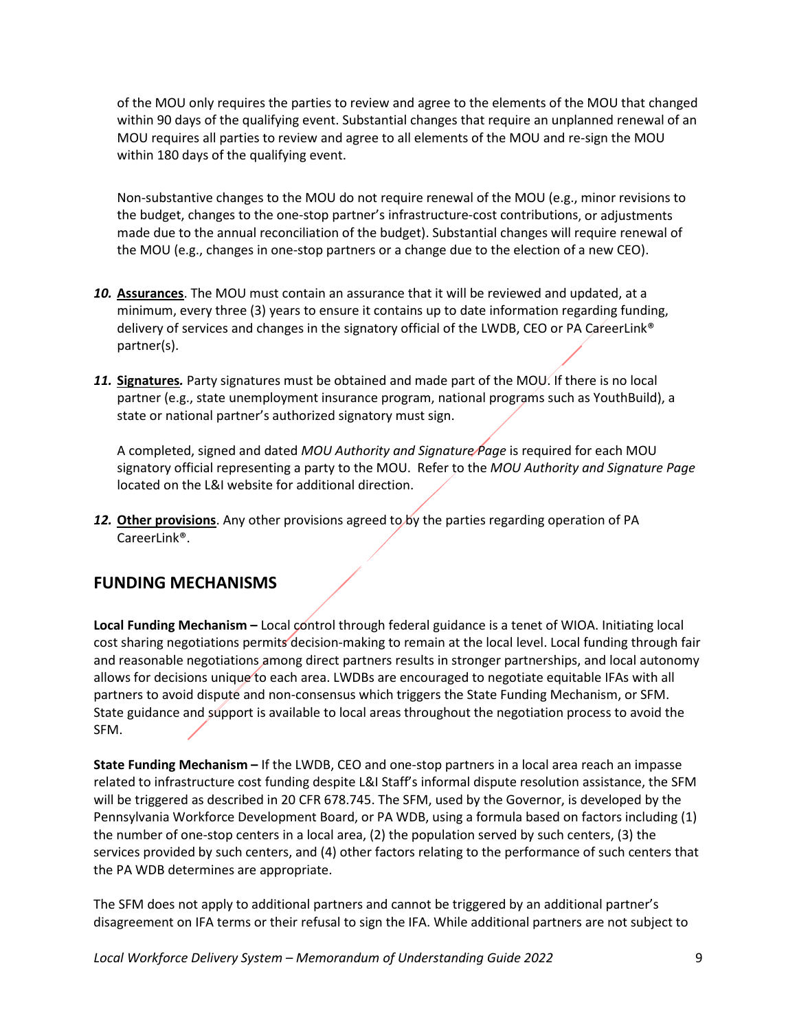of the MOU only requires the parties to review and agree to the elements of the MOU that changed within 90 days of the qualifying event. Substantial changes that require an unplanned renewal of an MOU requires all parties to review and agree to all elements of the MOU and re-sign the MOU within 180 days of the qualifying event.

Non-substantive changes to the MOU do not require renewal of the MOU (e.g., minor revisions to the budget, changes to the one-stop partner's infrastructure-cost contributions, or adjustments made due to the annual reconciliation of the budget). Substantial changes will require renewal of the MOU (e.g., changes in one-stop partners or a change due to the election of a new CEO).

***10.*** **Assurances**. The MOU must contain an assurance that it will be reviewed and updated, at a minimum, every three (3) years to ensure it contains up to date information regarding funding, delivery of services and changes in the signatory official of the LWDB, CEO or PA CareerLink® partner(s).

***11.*** **Signatures*.*** Party signatures must be obtained and made part of the MOU. If there is no local partner (e.g., state unemployment insurance program, national programs such as YouthBuild), a state or national partner's authorized signatory must sign.

A completed, signed and dated *MOU Authority and Signature Page* is required for each MOU signatory official representing a party to the MOU. Refer to the *MOU Authority and Signature Page* located on the L&I website for additional direction.

***12.*** **Other provisions**. Any other provisions agreed to by the parties regarding operation of PA CareerLink®.

## FUNDING MECHANISMS

**Local Funding Mechanism –** Local control through federal guidance is a tenet of WIOA. Initiating local cost sharing negotiations permits decision-making to remain at the local level. Local funding through fair and reasonable negotiations among direct partners results in stronger partnerships, and local autonomy allows for decisions unique to each area. LWDBs are encouraged to negotiate equitable IFAs with all partners to avoid dispute and non-consensus which triggers the State Funding Mechanism, or SFM. State guidance and support is available to local areas throughout the negotiation process to avoid the SFM.

**State Funding Mechanism –** If the LWDB, CEO and one-stop partners in a local area reach an impasse related to infrastructure cost funding despite L&I Staff's informal dispute resolution assistance, the SFM will be triggered as described in 20 CFR 678.745. The SFM, used by the Governor, is developed by the Pennsylvania Workforce Development Board, or PA WDB, using a formula based on factors including (1) the number of one-stop centers in a local area, (2) the population served by such centers, (3) the services provided by such centers, and (4) other factors relating to the performance of such centers that the PA WDB determines are appropriate.

The SFM does not apply to additional partners and cannot be triggered by an additional partner's disagreement on IFA terms or their refusal to sign the IFA. While additional partners are not subject to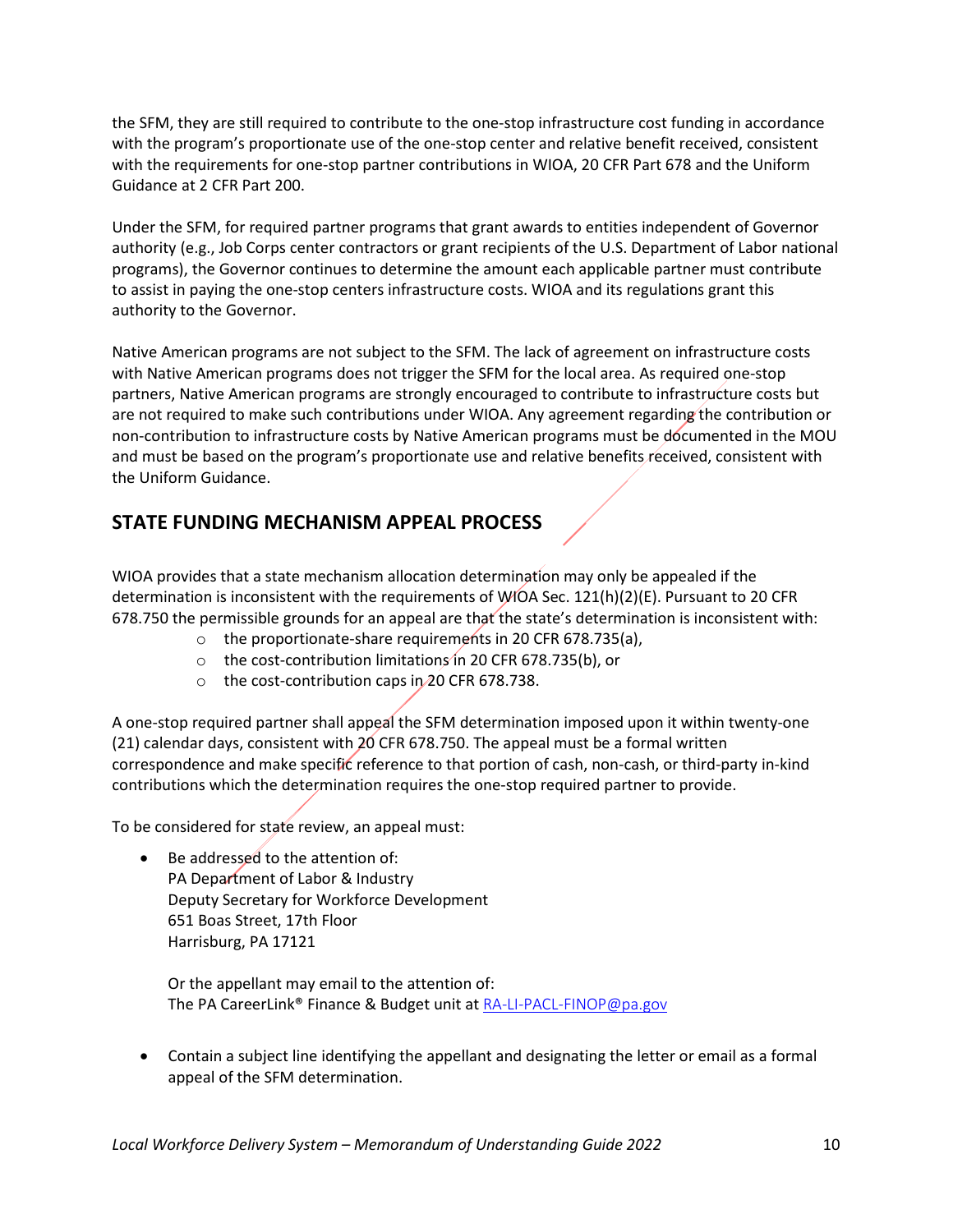the SFM, they are still required to contribute to the one-stop infrastructure cost funding in accordance with the program's proportionate use of the one-stop center and relative benefit received, consistent with the requirements for one-stop partner contributions in WIOA, 20 CFR Part 678 and the Uniform Guidance at 2 CFR Part 200.

Under the SFM, for required partner programs that grant awards to entities independent of Governor authority (e.g., Job Corps center contractors or grant recipients of the U.S. Department of Labor national programs), the Governor continues to determine the amount each applicable partner must contribute to assist in paying the one-stop centers infrastructure costs. WIOA and its regulations grant this authority to the Governor.

Native American programs are not subject to the SFM. The lack of agreement on infrastructure costs with Native American programs does not trigger the SFM for the local area. As required one-stop partners, Native American programs are strongly encouraged to contribute to infrastructure costs but are not required to make such contributions under WIOA. Any agreement regarding the contribution or non-contribution to infrastructure costs by Native American programs must be documented in the MOU and must be based on the program's proportionate use and relative benefits received, consistent with the Uniform Guidance.

## STATE FUNDING MECHANISM APPEAL PROCESS

WIOA provides that a state mechanism allocation determination may only be appealed if the determination is inconsistent with the requirements of WIOA Sec. 121(h)(2)(E). Pursuant to 20 CFR 678.750 the permissible grounds for an appeal are that the state's determination is inconsistent with:

- the proportionate-share requirements in 20 CFR 678.735(a),
- the cost-contribution limitations in 20 CFR 678.735(b), or
- the cost-contribution caps in 20 CFR 678.738.

A one-stop required partner shall appeal the SFM determination imposed upon it within twenty-one (21) calendar days, consistent with 20 CFR 678.750. The appeal must be a formal written correspondence and make specific reference to that portion of cash, non-cash, or third-party in-kind contributions which the determination requires the one-stop required partner to provide.

To be considered for state review, an appeal must:

- Be addressed to the attention of:  
  PA Department of Labor & Industry  
  Deputy Secretary for Workforce Development  
  651 Boas Street, 17th Floor  
  Harrisburg, PA 17121

  Or the appellant may email to the attention of:  
  The PA CareerLink® Finance & Budget unit at RA-LI-PACL-FINOP@pa.gov

- Contain a subject line identifying the appellant and designating the letter or email as a formal appeal of the SFM determination.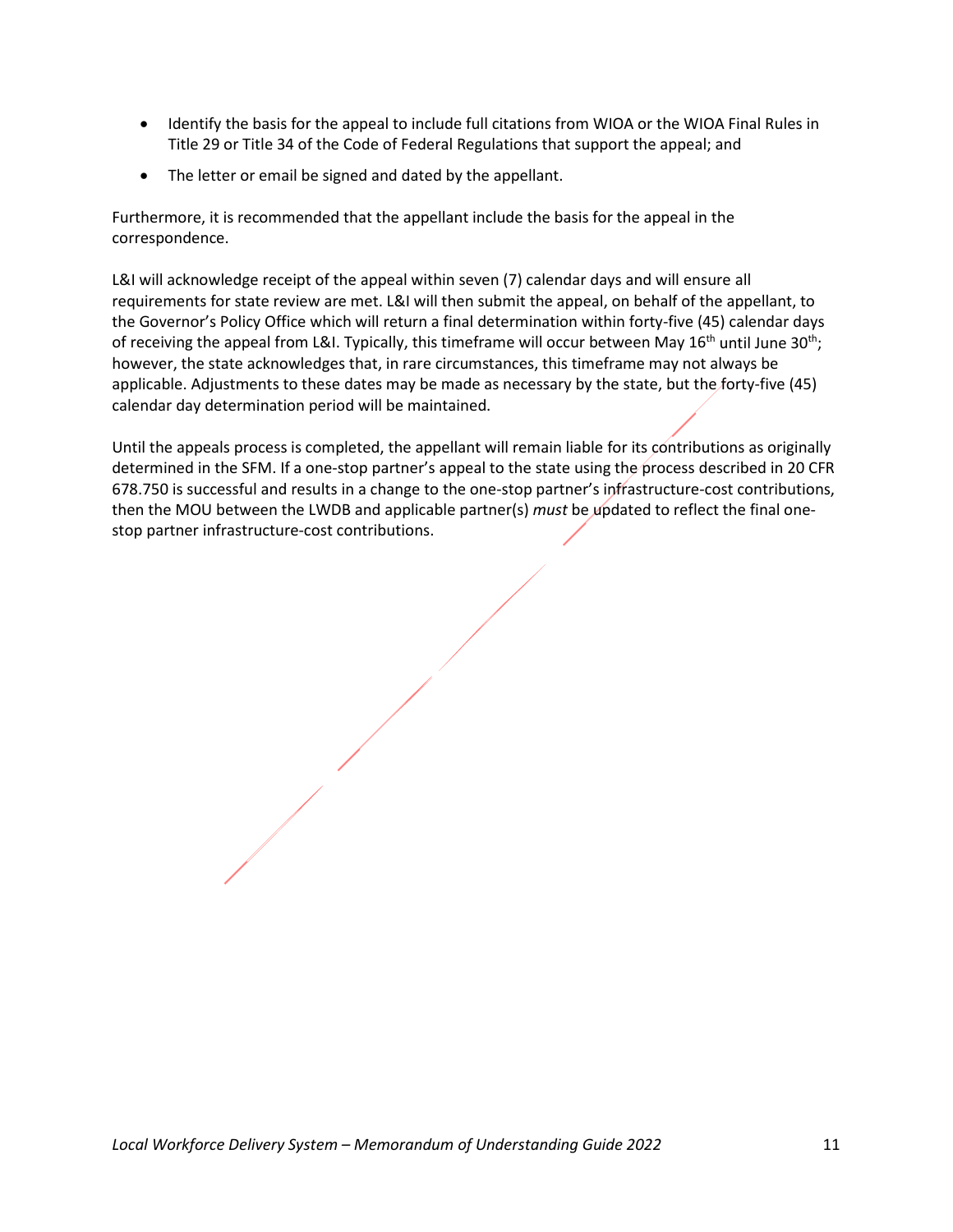- Identify the basis for the appeal to include full citations from WIOA or the WIOA Final Rules in Title 29 or Title 34 of the Code of Federal Regulations that support the appeal; and
- The letter or email be signed and dated by the appellant.

Furthermore, it is recommended that the appellant include the basis for the appeal in the correspondence.

L&I will acknowledge receipt of the appeal within seven (7) calendar days and will ensure all requirements for state review are met. L&I will then submit the appeal, on behalf of the appellant, to the Governor's Policy Office which will return a final determination within forty-five (45) calendar days of receiving the appeal from L&I. Typically, this timeframe will occur between May 16th until June 30th; however, the state acknowledges that, in rare circumstances, this timeframe may not always be applicable. Adjustments to these dates may be made as necessary by the state, but the forty-five (45) calendar day determination period will be maintained.

Until the appeals process is completed, the appellant will remain liable for its contributions as originally determined in the SFM. If a one-stop partner's appeal to the state using the process described in 20 CFR 678.750 is successful and results in a change to the one-stop partner's infrastructure-cost contributions, then the MOU between the LWDB and applicable partner(s) *must* be updated to reflect the final one-stop partner infrastructure-cost contributions.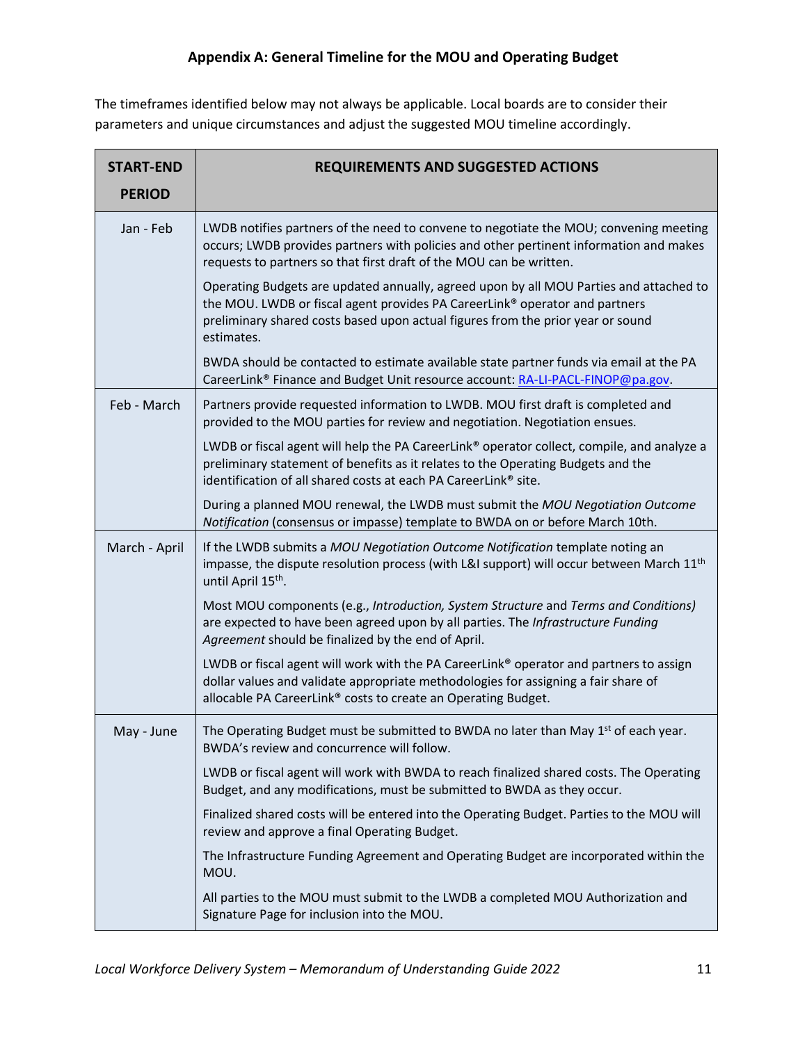## Appendix A: General Timeline for the MOU and Operating Budget

The timeframes identified below may not always be applicable. Local boards are to consider their parameters and unique circumstances and adjust the suggested MOU timeline accordingly.

| START-END PERIOD | REQUIREMENTS AND SUGGESTED ACTIONS |
|---|---|
| Jan - Feb | LWDB notifies partners of the need to convene to negotiate the MOU; convening meeting occurs; LWDB provides partners with policies and other pertinent information and makes requests to partners so that first draft of the MOU can be written. |
| | Operating Budgets are updated annually, agreed upon by all MOU Parties and attached to the MOU. LWDB or fiscal agent provides PA CareerLink® operator and partners preliminary shared costs based upon actual figures from the prior year or sound estimates. |
| | BWDA should be contacted to estimate available state partner funds via email at the PA CareerLink® Finance and Budget Unit resource account: RA-LI-PACL-FINOP@pa.gov. |
| Feb - March | Partners provide requested information to LWDB. MOU first draft is completed and provided to the MOU parties for review and negotiation. Negotiation ensues. |
| | LWDB or fiscal agent will help the PA CareerLink® operator collect, compile, and analyze a preliminary statement of benefits as it relates to the Operating Budgets and the identification of all shared costs at each PA CareerLink® site. |
| | During a planned MOU renewal, the LWDB must submit the *MOU Negotiation Outcome Notification* (consensus or impasse) template to BWDA on or before March 10th. |
| March - April | If the LWDB submits a *MOU Negotiation Outcome Notification* template noting an impasse, the dispute resolution process (with L&I support) will occur between March 11th until April 15th. |
| | Most MOU components (e.g., *Introduction, System Structure* and *Terms and Conditions)* are expected to have been agreed upon by all parties. The *Infrastructure Funding Agreement* should be finalized by the end of April. |
| | LWDB or fiscal agent will work with the PA CareerLink® operator and partners to assign dollar values and validate appropriate methodologies for assigning a fair share of allocable PA CareerLink® costs to create an Operating Budget. |
| May - June | The Operating Budget must be submitted to BWDA no later than May 1st of each year. BWDA's review and concurrence will follow. |
| | LWDB or fiscal agent will work with BWDA to reach finalized shared costs. The Operating Budget, and any modifications, must be submitted to BWDA as they occur. |
| | Finalized shared costs will be entered into the Operating Budget. Parties to the MOU will review and approve a final Operating Budget. |
| | The Infrastructure Funding Agreement and Operating Budget are incorporated within the MOU. |
| | All parties to the MOU must submit to the LWDB a completed MOU Authorization and Signature Page for inclusion into the MOU. |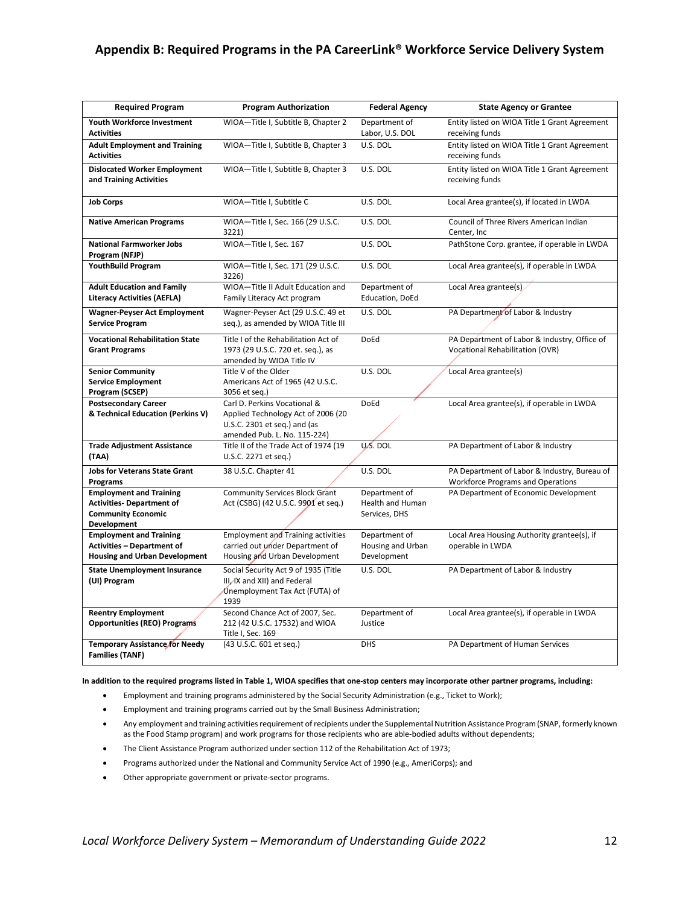## Appendix B: Required Programs in the PA CareerLink® Workforce Service Delivery System

| Required Program | Program Authorization | Federal Agency | State Agency or Grantee |
|---|---|---|---|
| **Youth Workforce Investment Activities** | WIOA—Title I, Subtitle B, Chapter 2 | Department of Labor, U.S. DOL | Entity listed on WIOA Title 1 Grant Agreement receiving funds |
| **Adult Employment and Training Activities** | WIOA—Title I, Subtitle B, Chapter 3 | U.S. DOL | Entity listed on WIOA Title 1 Grant Agreement receiving funds |
| **Dislocated Worker Employment and Training Activities** | WIOA—Title I, Subtitle B, Chapter 3 | U.S. DOL | Entity listed on WIOA Title 1 Grant Agreement receiving funds |
| **Job Corps** | WIOA—Title I, Subtitle C | U.S. DOL | Local Area grantee(s), if located in LWDA |
| **Native American Programs** | WIOA—Title I, Sec. 166 (29 U.S.C. 3221) | U.S. DOL | Council of Three Rivers American Indian Center, Inc |
| **National Farmworker Jobs Program (NFJP)** | WIOA—Title I, Sec. 167 | U.S. DOL | PathStone Corp. grantee, if operable in LWDA |
| **YouthBuild Program** | WIOA—Title I, Sec. 171 (29 U.S.C. 3226) | U.S. DOL | Local Area grantee(s), if operable in LWDA |
| **Adult Education and Family Literacy Activities (AEFLA)** | WIOA—Title II Adult Education and Family Literacy Act program | Department of Education, DoEd | Local Area grantee(s) |
| **Wagner-Peyser Act Employment Service Program** | Wagner-Peyser Act (29 U.S.C. 49 et seq.), as amended by WIOA Title III | U.S. DOL | PA Department of Labor & Industry |
| **Vocational Rehabilitation State Grant Programs** | Title I of the Rehabilitation Act of 1973 (29 U.S.C. 720 et. seq.), as amended by WIOA Title IV | DoEd | PA Department of Labor & Industry, Office of Vocational Rehabilitation (OVR) |
| **Senior Community Service Employment Program (SCSEP)** | Title V of the Older Americans Act of 1965 (42 U.S.C. 3056 et seq.) | U.S. DOL | Local Area grantee(s) |
| **Postsecondary Career & Technical Education (Perkins V)** | Carl D. Perkins Vocational & Applied Technology Act of 2006 (20 U.S.C. 2301 et seq.) and (as amended Pub. L. No. 115-224) | DoEd | Local Area grantee(s), if operable in LWDA |
| **Trade Adjustment Assistance (TAA)** | Title II of the Trade Act of 1974 (19 U.S.C. 2271 et seq.) | U.S. DOL | PA Department of Labor & Industry |
| **Jobs for Veterans State Grant Programs** | 38 U.S.C. Chapter 41 | U.S. DOL | PA Department of Labor & Industry, Bureau of Workforce Programs and Operations |
| **Employment and Training Activities- Department of Community Economic Development** | Community Services Block Grant Act (CSBG) (42 U.S.C. 9901 et seq.) | Department of Health and Human Services, DHS | PA Department of Economic Development |
| **Employment and Training Activities – Department of Housing and Urban Development** | Employment and Training activities carried out under Department of Housing and Urban Development | Department of Housing and Urban Development | Local Area Housing Authority grantee(s), if operable in LWDA |
| **State Unemployment Insurance (UI) Program** | Social Security Act 9 of 1935 (Title III, IX and XII) and Federal Unemployment Tax Act (FUTA) of 1939 | U.S. DOL | PA Department of Labor & Industry |
| **Reentry Employment Opportunities (REO) Programs** | Second Chance Act of 2007, Sec. 212 (42 U.S.C. 17532) and WIOA Title I, Sec. 169 | Department of Justice | Local Area grantee(s), if operable in LWDA |
| **Temporary Assistance for Needy Families (TANF)** | (43 U.S.C. 601 et seq.) | DHS | PA Department of Human Services |

**In addition to the required programs listed in Table 1, WIOA specifies that one-stop centers may incorporate other partner programs, including:**

- Employment and training programs administered by the Social Security Administration (e.g., Ticket to Work);
- Employment and training programs carried out by the Small Business Administration;
- Any employment and training activities requirement of recipients under the Supplemental Nutrition Assistance Program (SNAP, formerly known as the Food Stamp program) and work programs for those recipients who are able-bodied adults without dependents;
- The Client Assistance Program authorized under section 112 of the Rehabilitation Act of 1973;
- Programs authorized under the National and Community Service Act of 1990 (e.g., AmeriCorps); and
- Other appropriate government or private-sector programs.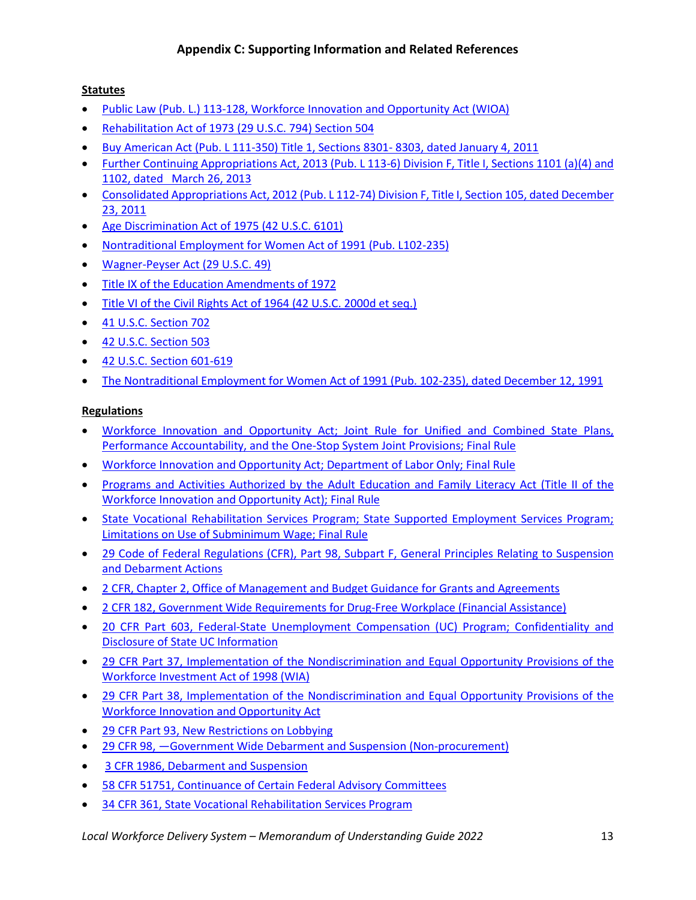## Appendix C: Supporting Information and Related References

**Statutes**

- Public Law (Pub. L.) 113-128, Workforce Innovation and Opportunity Act (WIOA)
- Rehabilitation Act of 1973 (29 U.S.C. 794) Section 504
- Buy American Act (Pub. L 111-350) Title 1, Sections 8301- 8303, dated January 4, 2011
- Further Continuing Appropriations Act, 2013 (Pub. L 113-6) Division F, Title I, Sections 1101 (a)(4) and 1102, dated March 26, 2013
- Consolidated Appropriations Act, 2012 (Pub. L 112-74) Division F, Title I, Section 105, dated December 23, 2011
- Age Discrimination Act of 1975 (42 U.S.C. 6101)
- Nontraditional Employment for Women Act of 1991 (Pub. L102-235)
- Wagner-Peyser Act (29 U.S.C. 49)
- Title IX of the Education Amendments of 1972
- Title VI of the Civil Rights Act of 1964 (42 U.S.C. 2000d et seq.)
- 41 U.S.C. Section 702
- 42 U.S.C. Section 503
- 42 U.S.C. Section 601-619
- The Nontraditional Employment for Women Act of 1991 (Pub. 102-235), dated December 12, 1991

**Regulations**

- Workforce Innovation and Opportunity Act; Joint Rule for Unified and Combined State Plans, Performance Accountability, and the One-Stop System Joint Provisions; Final Rule
- Workforce Innovation and Opportunity Act; Department of Labor Only; Final Rule
- Programs and Activities Authorized by the Adult Education and Family Literacy Act (Title II of the Workforce Innovation and Opportunity Act); Final Rule
- State Vocational Rehabilitation Services Program; State Supported Employment Services Program; Limitations on Use of Subminimum Wage; Final Rule
- 29 Code of Federal Regulations (CFR), Part 98, Subpart F, General Principles Relating to Suspension and Debarment Actions
- 2 CFR, Chapter 2, Office of Management and Budget Guidance for Grants and Agreements
- 2 CFR 182, Government Wide Requirements for Drug-Free Workplace (Financial Assistance)
- 20 CFR Part 603, Federal-State Unemployment Compensation (UC) Program; Confidentiality and Disclosure of State UC Information
- 29 CFR Part 37, Implementation of the Nondiscrimination and Equal Opportunity Provisions of the Workforce Investment Act of 1998 (WIA)
- 29 CFR Part 38, Implementation of the Nondiscrimination and Equal Opportunity Provisions of the Workforce Innovation and Opportunity Act
- 29 CFR Part 93, New Restrictions on Lobbying
- 29 CFR 98, —Government Wide Debarment and Suspension (Non-procurement)
- 3 CFR 1986, Debarment and Suspension
- 58 CFR 51751, Continuance of Certain Federal Advisory Committees
- 34 CFR 361, State Vocational Rehabilitation Services Program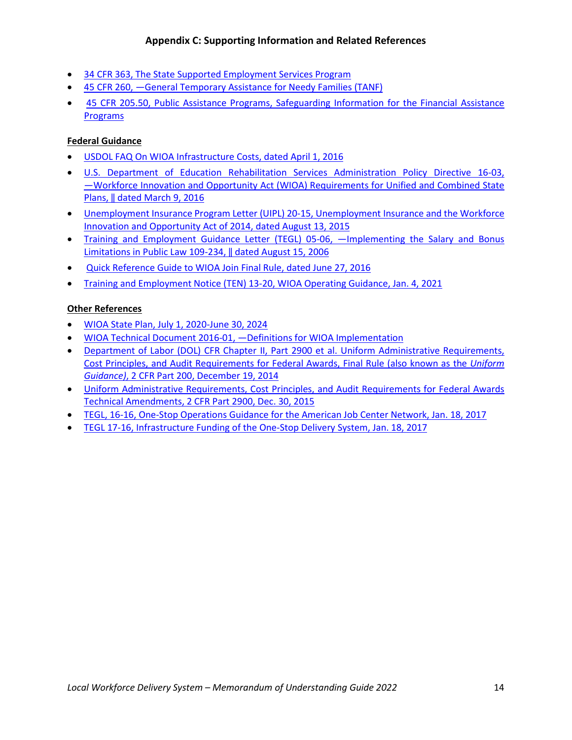## Appendix C: Supporting Information and Related References

- 34 CFR 363, The State Supported Employment Services Program
- 45 CFR 260, —General Temporary Assistance for Needy Families (TANF)
- 45 CFR 205.50, Public Assistance Programs, Safeguarding Information for the Financial Assistance Programs

**Federal Guidance**

- USDOL FAQ On WIOA Infrastructure Costs, dated April 1, 2016
- U.S. Department of Education Rehabilitation Services Administration Policy Directive 16-03, —Workforce Innovation and Opportunity Act (WIOA) Requirements for Unified and Combined State Plans, ‖ dated March 9, 2016
- Unemployment Insurance Program Letter (UIPL) 20-15, Unemployment Insurance and the Workforce Innovation and Opportunity Act of 2014, dated August 13, 2015
- Training and Employment Guidance Letter (TEGL) 05-06, —Implementing the Salary and Bonus Limitations in Public Law 109-234, ‖ dated August 15, 2006
- Quick Reference Guide to WIOA Join Final Rule, dated June 27, 2016
- Training and Employment Notice (TEN) 13-20, WIOA Operating Guidance, Jan. 4, 2021

**Other References**

- WIOA State Plan, July 1, 2020-June 30, 2024
- WIOA Technical Document 2016-01, —Definitions for WIOA Implementation
- Department of Labor (DOL) CFR Chapter II, Part 2900 et al. Uniform Administrative Requirements, Cost Principles, and Audit Requirements for Federal Awards, Final Rule (also known as the *Uniform Guidance)*, 2 CFR Part 200, December 19, 2014
- Uniform Administrative Requirements, Cost Principles, and Audit Requirements for Federal Awards Technical Amendments, 2 CFR Part 2900, Dec. 30, 2015
- TEGL, 16-16, One-Stop Operations Guidance for the American Job Center Network, Jan. 18, 2017
- TEGL 17-16, Infrastructure Funding of the One-Stop Delivery System, Jan. 18, 2017